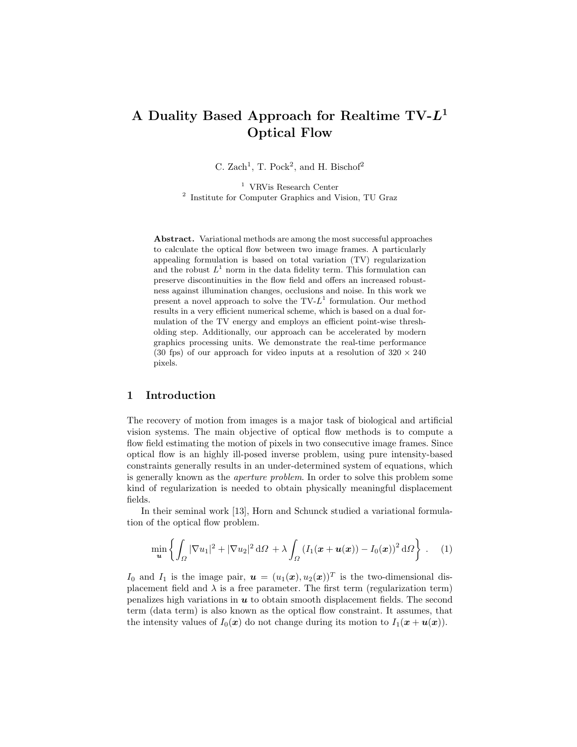# A Duality Based Approach for Realtime TV-$L^1$ Optical Flow

C. Zach[1], T. Pock[2], and H. Bischof[2]

[1] VRVis Research Center
[2] Institute for Computer Graphics and Vision, TU Graz

**Abstract.** Variational methods are among the most successful approaches to calculate the optical flow between two image frames. A particularly appealing formulation is based on total variation (TV) regularization and the robust $L^1$ norm in the data fidelity term. This formulation can preserve discontinuities in the flow field and offers an increased robustness against illumination changes, occlusions and noise. In this work we present a novel approach to solve the TV-$L^1$ formulation. Our method results in a very efficient numerical scheme, which is based on a dual formulation of the TV energy and employs an efficient point-wise thresholding step. Additionally, our approach can be accelerated by modern graphics processing units. We demonstrate the real-time performance (30 fps) of our approach for video inputs at a resolution of $320 \times 240$ pixels.

## 1 Introduction

The recovery of motion from images is a major task of biological and artificial vision systems. The main objective of optical flow methods is to compute a flow field estimating the motion of pixels in two consecutive image frames. Since optical flow is an highly ill-posed inverse problem, using pure intensity-based constraints generally results in an under-determined system of equations, which is generally known as the *aperture problem*. In order to solve this problem some kind of regularization is needed to obtain physically meaningful displacement fields.

In their seminal work [13], Horn and Schunck studied a variational formulation of the optical flow problem.

$$\min_{\boldsymbol{u}} \left\{ \int_{\Omega} |\nabla u_1|^2 + |\nabla u_2|^2 \, \mathrm{d}\Omega + \lambda \int_{\Omega} \left( I_1(\boldsymbol{x} + \boldsymbol{u}(\boldsymbol{x})) - I_0(\boldsymbol{x}) \right)^2 \mathrm{d}\Omega \right\} . \tag{1}$$

$I_0$ and $I_1$ is the image pair, $\boldsymbol{u} = (u_1(\boldsymbol{x}), u_2(\boldsymbol{x}))^T$ is the two-dimensional displacement field and $\lambda$ is a free parameter. The first term (regularization term) penalizes high variations in $\boldsymbol{u}$ to obtain smooth displacement fields. The second term (data term) is also known as the optical flow constraint. It assumes, that the intensity values of $I_0(\boldsymbol{x})$ do not change during its motion to $I_1(\boldsymbol{x} + \boldsymbol{u}(\boldsymbol{x}))$.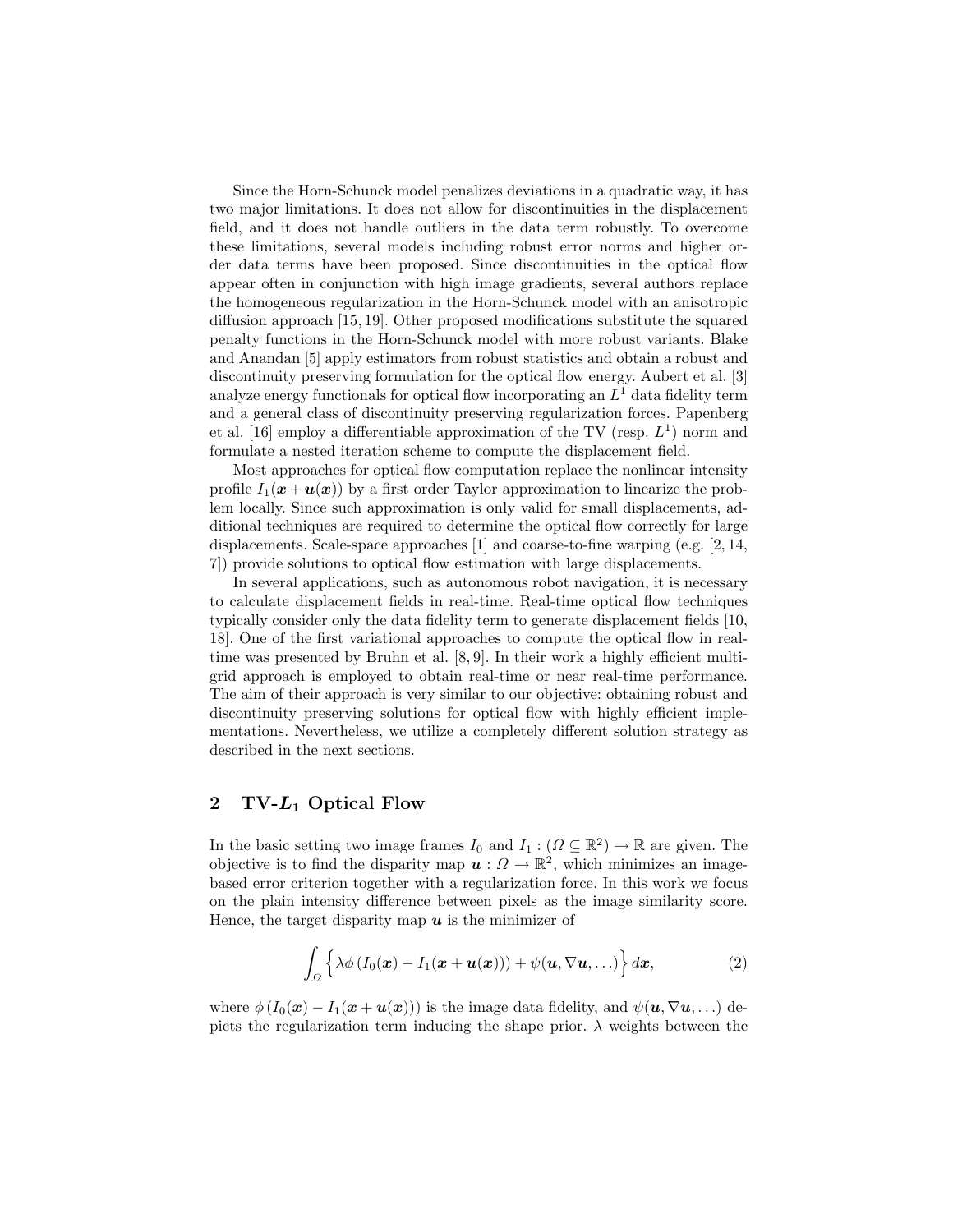Since the Horn-Schunck model penalizes deviations in a quadratic way, it has two major limitations. It does not allow for discontinuities in the displacement field, and it does not handle outliers in the data term robustly. To overcome these limitations, several models including robust error norms and higher order data terms have been proposed. Since discontinuities in the optical flow appear often in conjunction with high image gradients, several authors replace the homogeneous regularization in the Horn-Schunck model with an anisotropic diffusion approach [15, 19]. Other proposed modifications substitute the squared penalty functions in the Horn-Schunck model with more robust variants. Blake and Anandan [5] apply estimators from robust statistics and obtain a robust and discontinuity preserving formulation for the optical flow energy. Aubert et al. [3] analyze energy functionals for optical flow incorporating an $L^1$ data fidelity term and a general class of discontinuity preserving regularization forces. Papenberg et al. [16] employ a differentiable approximation of the TV (resp. $L^1$) norm and formulate a nested iteration scheme to compute the displacement field.

Most approaches for optical flow computation replace the nonlinear intensity profile $I_1(\boldsymbol{x} + \boldsymbol{u}(\boldsymbol{x}))$ by a first order Taylor approximation to linearize the problem locally. Since such approximation is only valid for small displacements, additional techniques are required to determine the optical flow correctly for large displacements. Scale-space approaches [1] and coarse-to-fine warping (e.g. [2, 14, 7]) provide solutions to optical flow estimation with large displacements.

In several applications, such as autonomous robot navigation, it is necessary to calculate displacement fields in real-time. Real-time optical flow techniques typically consider only the data fidelity term to generate displacement fields [10, 18]. One of the first variational approaches to compute the optical flow in real-time was presented by Bruhn et al. [8, 9]. In their work a highly efficient multi-grid approach is employed to obtain real-time or near real-time performance. The aim of their approach is very similar to our objective: obtaining robust and discontinuity preserving solutions for optical flow with highly efficient implementations. Nevertheless, we utilize a completely different solution strategy as described in the next sections.

## 2 TV-$L_1$ Optical Flow

In the basic setting two image frames $I_0$ and $I_1 : (\Omega \subseteq \mathbb{R}^2) \to \mathbb{R}$ are given. The objective is to find the disparity map $\boldsymbol{u} : \Omega \to \mathbb{R}^2$, which minimizes an image-based error criterion together with a regularization force. In this work we focus on the plain intensity difference between pixels as the image similarity score. Hence, the target disparity map $\boldsymbol{u}$ is the minimizer of

$$\int_{\Omega} \left\{ \lambda \phi \left( I_0(\boldsymbol{x}) - I_1(\boldsymbol{x} + \boldsymbol{u}(\boldsymbol{x})) \right) + \psi(\boldsymbol{u}, \nabla \boldsymbol{u}, \ldots) \right\} d\boldsymbol{x}, \tag{2}$$

where $\phi \left( I_0(\boldsymbol{x}) - I_1(\boldsymbol{x} + \boldsymbol{u}(\boldsymbol{x})) \right)$ is the image data fidelity, and $\psi(\boldsymbol{u}, \nabla \boldsymbol{u}, \ldots)$ depicts the regularization term inducing the shape prior. $\lambda$ weights between the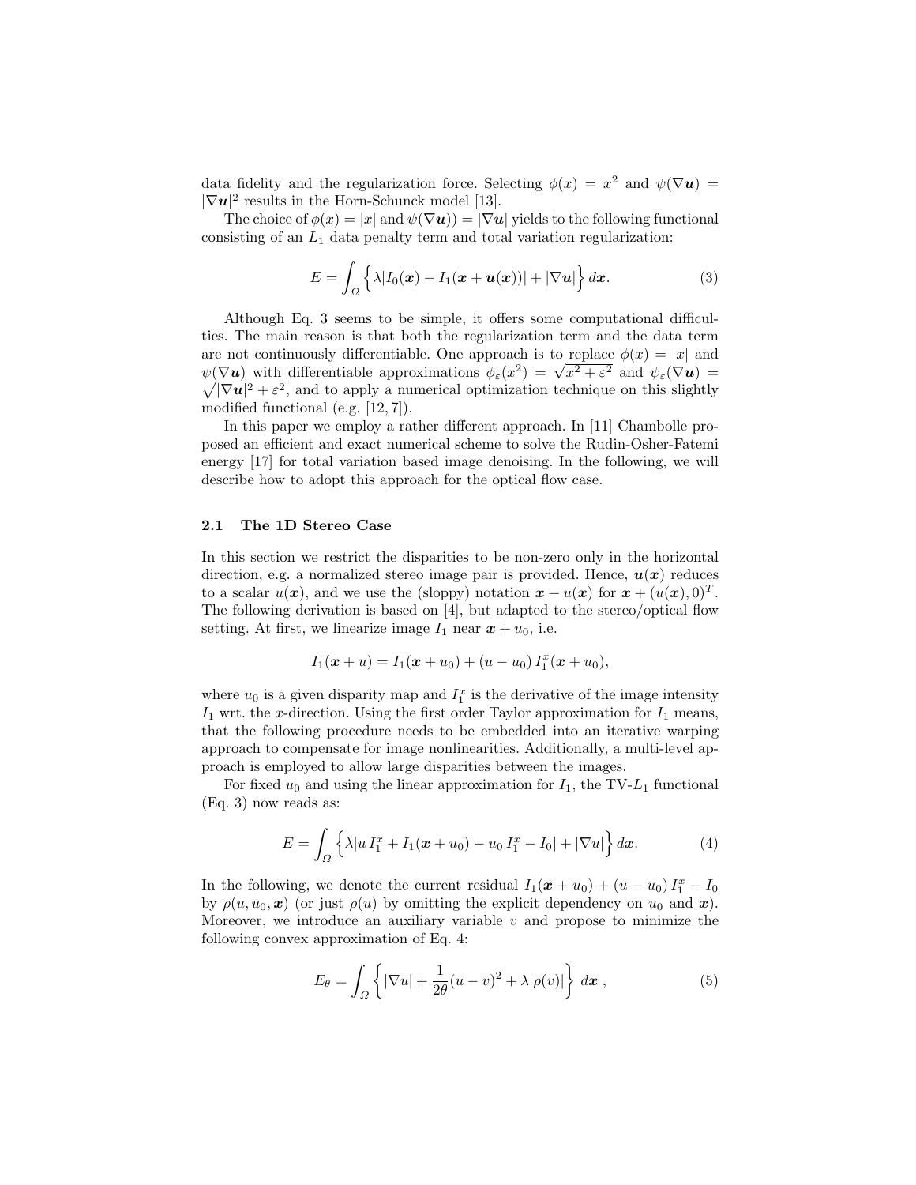data fidelity and the regularization force. Selecting $\phi(x) = x^2$ and $\psi(\nabla \boldsymbol{u}) = |\nabla \boldsymbol{u}|^2$ results in the Horn-Schunck model [13].

The choice of $\phi(x) = |x|$ and $\psi(\nabla \boldsymbol{u})) = |\nabla \boldsymbol{u}|$ yields to the following functional consisting of an $L_1$ data penalty term and total variation regularization:

$$E = \int_{\Omega} \left\{ \lambda |I_0(\boldsymbol{x}) - I_1(\boldsymbol{x} + \boldsymbol{u}(\boldsymbol{x}))| + |\nabla \boldsymbol{u}| \right\} d\boldsymbol{x}. \tag{3}$$

Although Eq. 3 seems to be simple, it offers some computational difficulties. The main reason is that both the regularization term and the data term are not continuously differentiable. One approach is to replace $\phi(x) = |x|$ and $\psi(\nabla \boldsymbol{u})$ with differentiable approximations $\phi_\varepsilon(x^2) = \sqrt{x^2 + \varepsilon^2}$ and $\psi_\varepsilon(\nabla \boldsymbol{u}) = \sqrt{|\nabla \boldsymbol{u}|^2 + \varepsilon^2}$, and to apply a numerical optimization technique on this slightly modified functional (e.g. [12, 7]).

In this paper we employ a rather different approach. In [11] Chambolle proposed an efficient and exact numerical scheme to solve the Rudin-Osher-Fatemi energy [17] for total variation based image denoising. In the following, we will describe how to adopt this approach for the optical flow case.

### 2.1 The 1D Stereo Case

In this section we restrict the disparities to be non-zero only in the horizontal direction, e.g. a normalized stereo image pair is provided. Hence, $\boldsymbol{u}(\boldsymbol{x})$ reduces to a scalar $u(\boldsymbol{x})$, and we use the (sloppy) notation $\boldsymbol{x} + u(\boldsymbol{x})$ for $\boldsymbol{x} + (u(\boldsymbol{x}), 0)^T$. The following derivation is based on [4], but adapted to the stereo/optical flow setting. At first, we linearize image $I_1$ near $\boldsymbol{x} + u_0$, i.e.

$$I_1(\boldsymbol{x} + u) = I_1(\boldsymbol{x} + u_0) + (u - u_0)\, I_1^x(\boldsymbol{x} + u_0),$$

where $u_0$ is a given disparity map and $I_1^x$ is the derivative of the image intensity $I_1$ wrt. the $x$-direction. Using the first order Taylor approximation for $I_1$ means, that the following procedure needs to be embedded into an iterative warping approach to compensate for image nonlinearities. Additionally, a multi-level approach is employed to allow large disparities between the images.

For fixed $u_0$ and using the linear approximation for $I_1$, the TV-$L_1$ functional (Eq. 3) now reads as:

$$E = \int_{\Omega} \left\{ \lambda |u\, I_1^x + I_1(\boldsymbol{x} + u_0) - u_0\, I_1^x - I_0| + |\nabla u| \right\} d\boldsymbol{x}. \tag{4}$$

In the following, we denote the current residual $I_1(\boldsymbol{x} + u_0) + (u - u_0)\, I_1^x - I_0$ by $\rho(u, u_0, \boldsymbol{x})$ (or just $\rho(u)$ by omitting the explicit dependency on $u_0$ and $\boldsymbol{x}$). Moreover, we introduce an auxiliary variable $v$ and propose to minimize the following convex approximation of Eq. 4:

$$E_\theta = \int_{\Omega} \left\{ |\nabla u| + \frac{1}{2\theta}(u - v)^2 + \lambda |\rho(v)| \right\} \, d\boldsymbol{x} \;, \tag{5}$$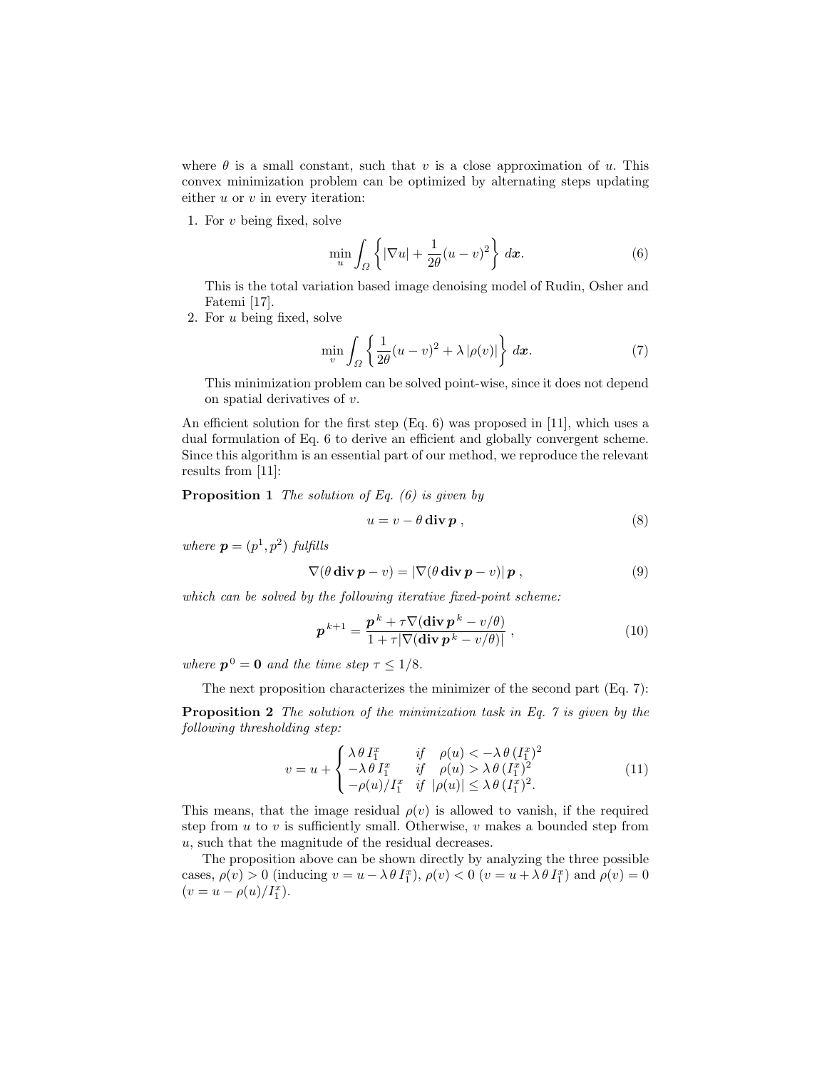where $\theta$ is a small constant, such that $v$ is a close approximation of $u$. This convex minimization problem can be optimized by alternating steps updating either $u$ or $v$ in every iteration:

1. For $v$ being fixed, solve

$$\min_u \int_\Omega \left\{ |\nabla u| + \frac{1}{2\theta}(u-v)^2 \right\} \, d\boldsymbol{x}. \tag{6}$$

   This is the total variation based image denoising model of Rudin, Osher and Fatemi [17].

2. For $u$ being fixed, solve

$$\min_v \int_\Omega \left\{ \frac{1}{2\theta}(u-v)^2 + \lambda \, |\rho(v)| \right\} \, d\boldsymbol{x}. \tag{7}$$

   This minimization problem can be solved point-wise, since it does not depend on spatial derivatives of $v$.

An efficient solution for the first step (Eq. 6) was proposed in [11], which uses a dual formulation of Eq. 6 to derive an efficient and globally convergent scheme. Since this algorithm is an essential part of our method, we reproduce the relevant results from [11]:

**Proposition 1** *The solution of Eq. (6) is given by*

$$u = v - \theta \, \mathbf{div} \, \boldsymbol{p} \,, \tag{8}$$

*where* $\boldsymbol{p} = (p^1, p^2)$ *fulfills*

$$\nabla(\theta \, \mathbf{div} \, \boldsymbol{p} - v) = |\nabla(\theta \, \mathbf{div} \, \boldsymbol{p} - v)| \, \boldsymbol{p} \,, \tag{9}$$

*which can be solved by the following iterative fixed-point scheme:*

$$\boldsymbol{p}^{k+1} = \frac{\boldsymbol{p}^k + \tau \nabla(\mathbf{div} \, \boldsymbol{p}^k - v/\theta)}{1 + \tau |\nabla(\mathbf{div} \, \boldsymbol{p}^k - v/\theta)|} \,, \tag{10}$$

*where* $\boldsymbol{p}^0 = \mathbf{0}$ *and the time step* $\tau \leq 1/8$.

The next proposition characterizes the minimizer of the second part (Eq. 7):

**Proposition 2** *The solution of the minimization task in Eq. 7 is given by the following thresholding step:*

$$v = u + \begin{cases} \lambda \, \theta \, I_1^x & \text{if} \quad \rho(u) < -\lambda \, \theta \, (I_1^x)^2 \\ -\lambda \, \theta \, I_1^x & \text{if} \quad \rho(u) > \lambda \, \theta \, (I_1^x)^2 \\ -\rho(u)/I_1^x & \text{if} \;\; |\rho(u)| \leq \lambda \, \theta \, (I_1^x)^2. \end{cases} \tag{11}$$

This means, that the image residual $\rho(v)$ is allowed to vanish, if the required step from $u$ to $v$ is sufficiently small. Otherwise, $v$ makes a bounded step from $u$, such that the magnitude of the residual decreases.

The proposition above can be shown directly by analyzing the three possible cases, $\rho(v) > 0$ (inducing $v = u - \lambda \, \theta \, I_1^x$), $\rho(v) < 0$ ($v = u + \lambda \, \theta \, I_1^x$) and $\rho(v) = 0$ ($v = u - \rho(u)/I_1^x$).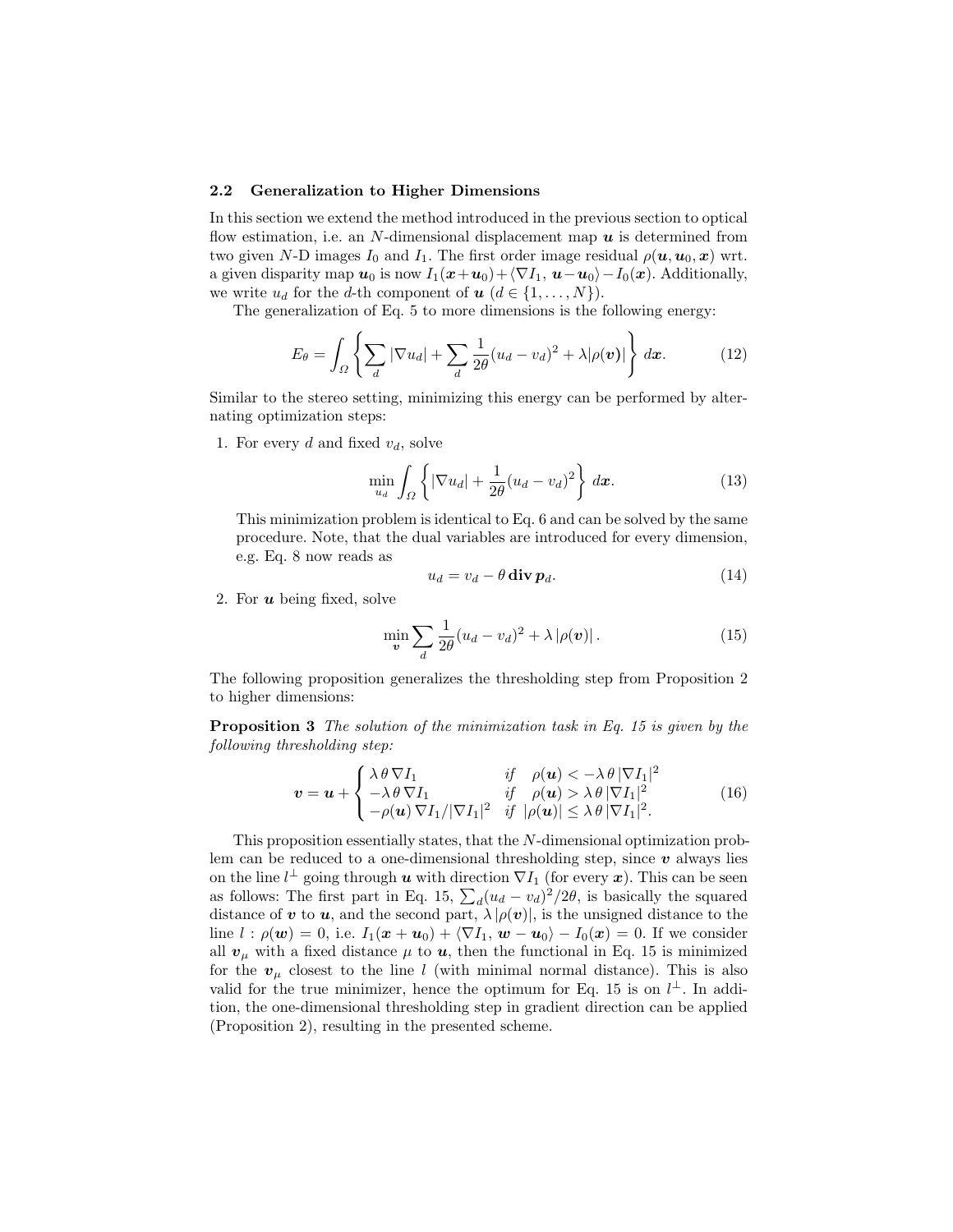### 2.2 Generalization to Higher Dimensions

In this section we extend the method introduced in the previous section to optical flow estimation, i.e. an $N$-dimensional displacement map $\boldsymbol{u}$ is determined from two given $N$-D images $I_0$ and $I_1$. The first order image residual $\rho(\boldsymbol{u}, \boldsymbol{u}_0, \boldsymbol{x})$ wrt. a given disparity map $\boldsymbol{u}_0$ is now $I_1(\boldsymbol{x}+\boldsymbol{u}_0)+\langle \nabla I_1, \boldsymbol{u}-\boldsymbol{u}_0 \rangle - I_0(\boldsymbol{x})$. Additionally, we write $u_d$ for the $d$-th component of $\boldsymbol{u}$ ($d \in \{1, \ldots, N\}$).

The generalization of Eq. 5 to more dimensions is the following energy:

$$E_\theta = \int_\Omega \left\{ \sum_d |\nabla u_d| + \sum_d \frac{1}{2\theta}(u_d - v_d)^2 + \lambda |\rho(\boldsymbol{v})| \right\} d\boldsymbol{x}. \tag{12}$$

Similar to the stereo setting, minimizing this energy can be performed by alternating optimization steps:

1. For every $d$ and fixed $v_d$, solve

$$\min_{u_d} \int_\Omega \left\{ |\nabla u_d| + \frac{1}{2\theta}(u_d - v_d)^2 \right\} d\boldsymbol{x}. \tag{13}$$

   This minimization problem is identical to Eq. 6 and can be solved by the same procedure. Note, that the dual variables are introduced for every dimension, e.g. Eq. 8 now reads as

$$u_d = v_d - \theta \, \mathbf{div}\, \boldsymbol{p}_d. \tag{14}$$

2. For $\boldsymbol{u}$ being fixed, solve

$$\min_{\boldsymbol{v}} \sum_d \frac{1}{2\theta}(u_d - v_d)^2 + \lambda \, |\rho(\boldsymbol{v})| \, . \tag{15}$$

The following proposition generalizes the thresholding step from Proposition 2 to higher dimensions:

**Proposition 3** *The solution of the minimization task in Eq. 15 is given by the following thresholding step:*

$$\boldsymbol{v} = \boldsymbol{u} + \begin{cases} \lambda\,\theta\,\nabla I_1 & \text{if} \quad \rho(\boldsymbol{u}) < -\lambda\,\theta\,|\nabla I_1|^2 \\ -\lambda\,\theta\,\nabla I_1 & \text{if} \quad \rho(\boldsymbol{u}) > \lambda\,\theta\,|\nabla I_1|^2 \\ -\rho(\boldsymbol{u})\,\nabla I_1/|\nabla I_1|^2 & \text{if} \quad |\rho(\boldsymbol{u})| \le \lambda\,\theta\,|\nabla I_1|^2. \end{cases} \tag{16}$$

This proposition essentially states, that the $N$-dimensional optimization problem can be reduced to a one-dimensional thresholding step, since $\boldsymbol{v}$ always lies on the line $l^\perp$ going through $\boldsymbol{u}$ with direction $\nabla I_1$ (for every $\boldsymbol{x}$). This can be seen as follows: The first part in Eq. 15, $\sum_d (u_d - v_d)^2/2\theta$, is basically the squared distance of $\boldsymbol{v}$ to $\boldsymbol{u}$, and the second part, $\lambda\,|\rho(\boldsymbol{v})|$, is the unsigned distance to the line $l : \rho(\boldsymbol{w}) = 0$, i.e. $I_1(\boldsymbol{x}+\boldsymbol{u}_0) + \langle \nabla I_1, \boldsymbol{w} - \boldsymbol{u}_0 \rangle - I_0(\boldsymbol{x}) = 0$. If we consider all $\boldsymbol{v}_\mu$ with a fixed distance $\mu$ to $\boldsymbol{u}$, then the functional in Eq. 15 is minimized for the $\boldsymbol{v}_\mu$ closest to the line $l$ (with minimal normal distance). This is also valid for the true minimizer, hence the optimum for Eq. 15 is on $l^\perp$. In addition, the one-dimensional thresholding step in gradient direction can be applied (Proposition 2), resulting in the presented scheme.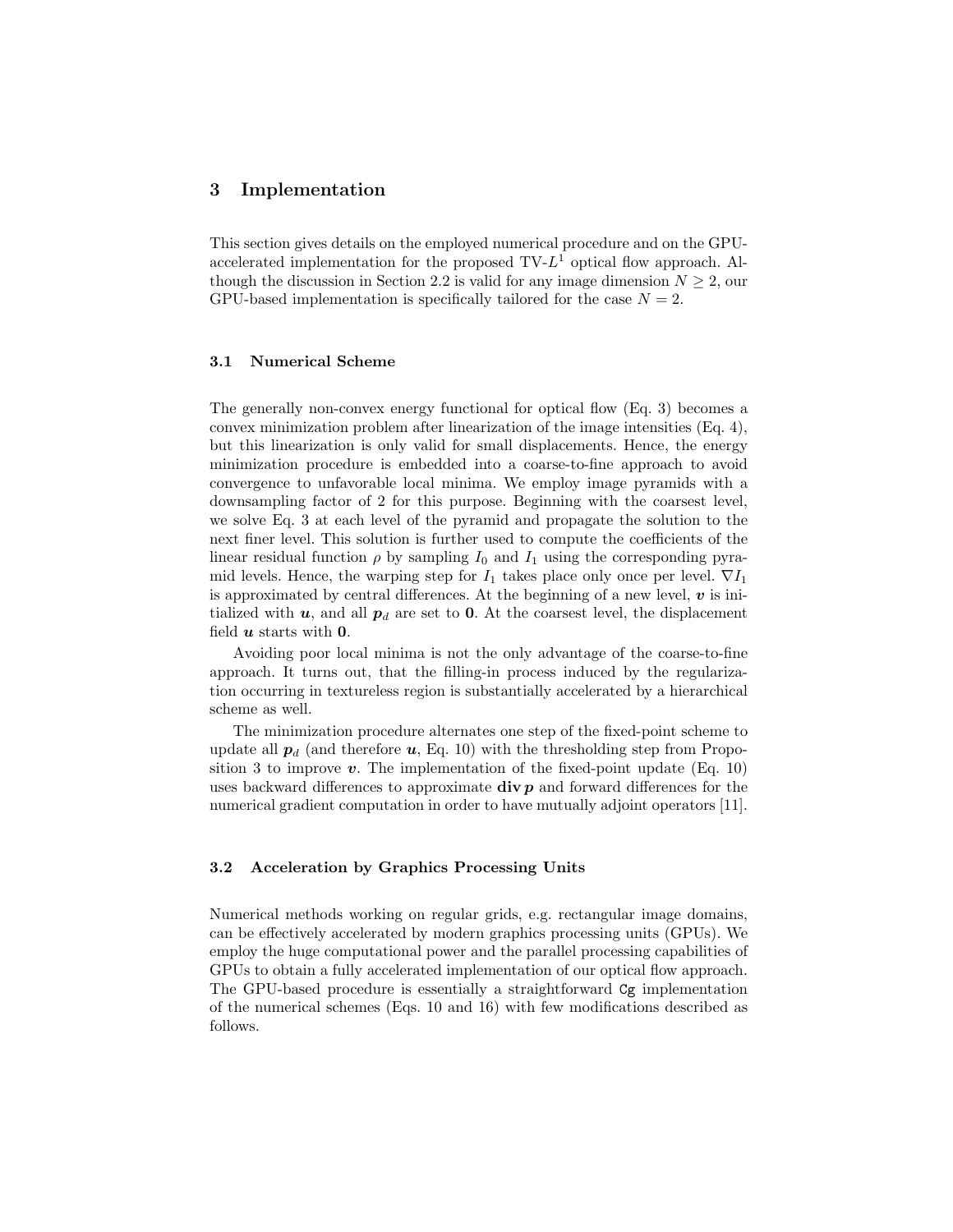## 3 Implementation

This section gives details on the employed numerical procedure and on the GPU-accelerated implementation for the proposed TV-$L^1$ optical flow approach. Although the discussion in Section 2.2 is valid for any image dimension $N \geq 2$, our GPU-based implementation is specifically tailored for the case $N = 2$.

### 3.1 Numerical Scheme

The generally non-convex energy functional for optical flow (Eq. 3) becomes a convex minimization problem after linearization of the image intensities (Eq. 4), but this linearization is only valid for small displacements. Hence, the energy minimization procedure is embedded into a coarse-to-fine approach to avoid convergence to unfavorable local minima. We employ image pyramids with a downsampling factor of 2 for this purpose. Beginning with the coarsest level, we solve Eq. 3 at each level of the pyramid and propagate the solution to the next finer level. This solution is further used to compute the coefficients of the linear residual function $\rho$ by sampling $I_0$ and $I_1$ using the corresponding pyramid levels. Hence, the warping step for $I_1$ takes place only once per level. $\nabla I_1$ is approximated by central differences. At the beginning of a new level, $\boldsymbol{v}$ is initialized with $\boldsymbol{u}$, and all $\boldsymbol{p}_d$ are set to $\mathbf{0}$. At the coarsest level, the displacement field $\boldsymbol{u}$ starts with $\mathbf{0}$.

Avoiding poor local minima is not the only advantage of the coarse-to-fine approach. It turns out, that the filling-in process induced by the regularization occurring in textureless region is substantially accelerated by a hierarchical scheme as well.

The minimization procedure alternates one step of the fixed-point scheme to update all $\boldsymbol{p}_d$ (and therefore $\boldsymbol{u}$, Eq. 10) with the thresholding step from Proposition 3 to improve $\boldsymbol{v}$. The implementation of the fixed-point update (Eq. 10) uses backward differences to approximate $\mathbf{div}\, \boldsymbol{p}$ and forward differences for the numerical gradient computation in order to have mutually adjoint operators [11].

### 3.2 Acceleration by Graphics Processing Units

Numerical methods working on regular grids, e.g. rectangular image domains, can be effectively accelerated by modern graphics processing units (GPUs). We employ the huge computational power and the parallel processing capabilities of GPUs to obtain a fully accelerated implementation of our optical flow approach. The GPU-based procedure is essentially a straightforward `Cg` implementation of the numerical schemes (Eqs. 10 and 16) with few modifications described as follows.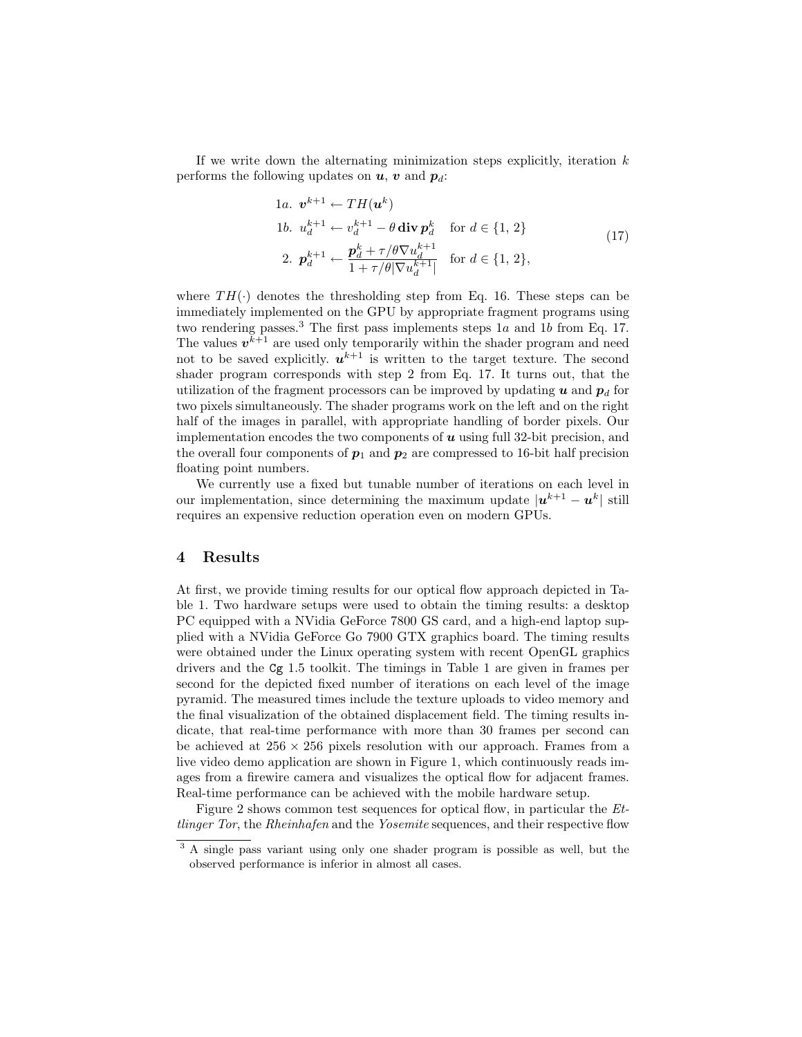If we write down the alternating minimization steps explicitly, iteration $k$ performs the following updates on $\boldsymbol{u}$, $\boldsymbol{v}$ and $\boldsymbol{p}_d$:

$$
\begin{aligned}
1a.\;& \boldsymbol{v}^{k+1} \leftarrow TH(\boldsymbol{u}^k) \\
1b.\;& u_d^{k+1} \leftarrow v_d^{k+1} - \theta\, \mathbf{div}\, \boldsymbol{p}_d^k \quad \text{for } d \in \{1, 2\} \\
2.\;& \boldsymbol{p}_d^{k+1} \leftarrow \frac{\boldsymbol{p}_d^k + \tau/\theta \nabla u_d^{k+1}}{1 + \tau/\theta |\nabla u_d^{k+1}|} \quad \text{for } d \in \{1, 2\},
\end{aligned}
\tag{17}
$$

where $TH(\cdot)$ denotes the thresholding step from Eq. 16. These steps can be immediately implemented on the GPU by appropriate fragment programs using two rendering passes.[3] The first pass implements steps $1a$ and $1b$ from Eq. 17. The values $\boldsymbol{v}^{k+1}$ are used only temporarily within the shader program and need not to be saved explicitly. $\boldsymbol{u}^{k+1}$ is written to the target texture. The second shader program corresponds with step 2 from Eq. 17. It turns out, that the utilization of the fragment processors can be improved by updating $\boldsymbol{u}$ and $\boldsymbol{p}_d$ for two pixels simultaneously. The shader programs work on the left and on the right half of the images in parallel, with appropriate handling of border pixels. Our implementation encodes the two components of $\boldsymbol{u}$ using full 32-bit precision, and the overall four components of $\boldsymbol{p}_1$ and $\boldsymbol{p}_2$ are compressed to 16-bit half precision floating point numbers.

We currently use a fixed but tunable number of iterations on each level in our implementation, since determining the maximum update $|\boldsymbol{u}^{k+1} - \boldsymbol{u}^k|$ still requires an expensive reduction operation even on modern GPUs.

## 4 Results

At first, we provide timing results for our optical flow approach depicted in Table 1. Two hardware setups were used to obtain the timing results: a desktop PC equipped with a NVidia GeForce 7800 GS card, and a high-end laptop supplied with a NVidia GeForce Go 7900 GTX graphics board. The timing results were obtained under the Linux operating system with recent OpenGL graphics drivers and the `Cg` 1.5 toolkit. The timings in Table 1 are given in frames per second for the depicted fixed number of iterations on each level of the image pyramid. The measured times include the texture uploads to video memory and the final visualization of the obtained displacement field. The timing results indicate, that real-time performance with more than 30 frames per second can be achieved at $256 \times 256$ pixels resolution with our approach. Frames from a live video demo application are shown in Figure 1, which continuously reads images from a firewire camera and visualizes the optical flow for adjacent frames. Real-time performance can be achieved with the mobile hardware setup.

Figure 2 shows common test sequences for optical flow, in particular the *Ettlinger Tor*, the *Rheinhafen* and the *Yosemite* sequences, and their respective flow

[3] A single pass variant using only one shader program is possible as well, but the observed performance is inferior in almost all cases.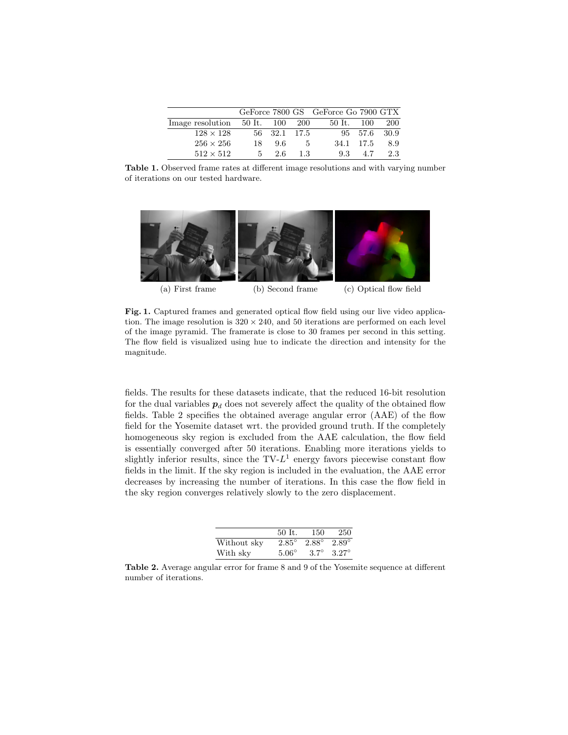| | GeForce 7800 GS | | | GeForce Go 7900 GTX | | |
|---|---|---|---|---|---|---|
| Image resolution | 50 It. | 100 | 200 | 50 It. | 100 | 200 |
| $128 \times 128$ | 56 | 32.1 | 17.5 | 95 | 57.6 | 30.9 |
| $256 \times 256$ | 18 | 9.6 | 5 | 34.1 | 17.5 | 8.9 |
| $512 \times 512$ | 5 | 2.6 | 1.3 | 9.3 | 4.7 | 2.3 |

**Table 1.** Observed frame rates at different image resolutions and with varying number of iterations on our tested hardware.

(a) First frame (b) Second frame (c) Optical flow field

**Fig. 1.** Captured frames and generated optical flow field using our live video application. The image resolution is $320 \times 240$, and 50 iterations are performed on each level of the image pyramid. The framerate is close to 30 frames per second in this setting. The flow field is visualized using hue to indicate the direction and intensity for the magnitude.

fields. The results for these datasets indicate, that the reduced 16-bit resolution for the dual variables $\boldsymbol{p}_d$ does not severely affect the quality of the obtained flow fields. Table 2 specifies the obtained average angular error (AAE) of the flow field for the Yosemite dataset wrt. the provided ground truth. If the completely homogeneous sky region is excluded from the AAE calculation, the flow field is essentially converged after 50 iterations. Enabling more iterations yields to slightly inferior results, since the TV-$L^1$ energy favors piecewise constant flow fields in the limit. If the sky region is included in the evaluation, the AAE error decreases by increasing the number of iterations. In this case the flow field in the sky region converges relatively slowly to the zero displacement.

| | 50 It. | 150 | 250 |
|---|---|---|---|
| Without sky | $2.85^\circ$ | $2.88^\circ$ | $2.89^\circ$ |
| With sky | $5.06^\circ$ | $3.7^\circ$ | $3.27^\circ$ |

**Table 2.** Average angular error for frame 8 and 9 of the Yosemite sequence at different number of iterations.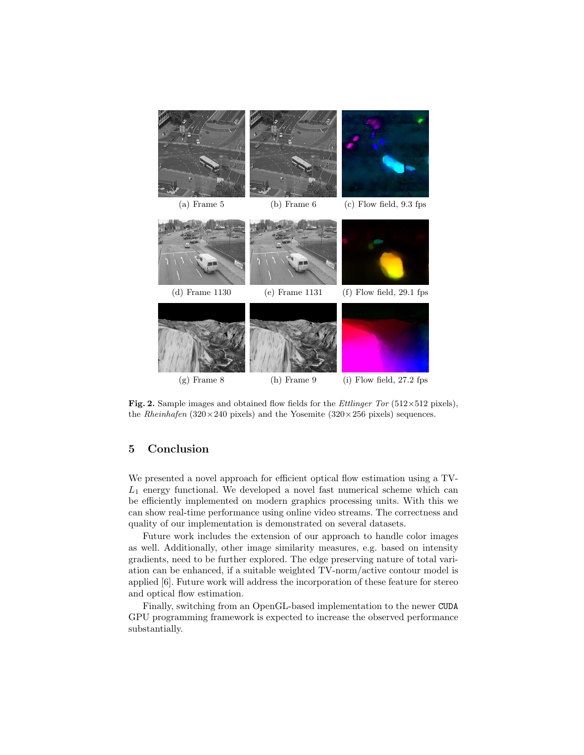(a) Frame 5 (b) Frame 6 (c) Flow field, 9.3 fps

(d) Frame 1130 (e) Frame 1131 (f) Flow field, 29.1 fps

(g) Frame 8 (h) Frame 9 (i) Flow field, 27.2 fps

**Fig. 2.** Sample images and obtained flow fields for the *Ettlinger Tor* (512×512 pixels), the *Rheinhafen* (320×240 pixels) and the Yosemite (320×256 pixels) sequences.

## 5 Conclusion

We presented a novel approach for efficient optical flow estimation using a TV-$L_1$ energy functional. We developed a novel fast numerical scheme which can be efficiently implemented on modern graphics processing units. With this we can show real-time performance using online video streams. The correctness and quality of our implementation is demonstrated on several datasets.

Future work includes the extension of our approach to handle color images as well. Additionally, other image similarity measures, e.g. based on intensity gradients, need to be further explored. The edge preserving nature of total variation can be enhanced, if a suitable weighted TV-norm/active contour model is applied [6]. Future work will address the incorporation of these feature for stereo and optical flow estimation.

Finally, switching from an OpenGL-based implementation to the newer `CUDA` GPU programming framework is expected to increase the observed performance substantially.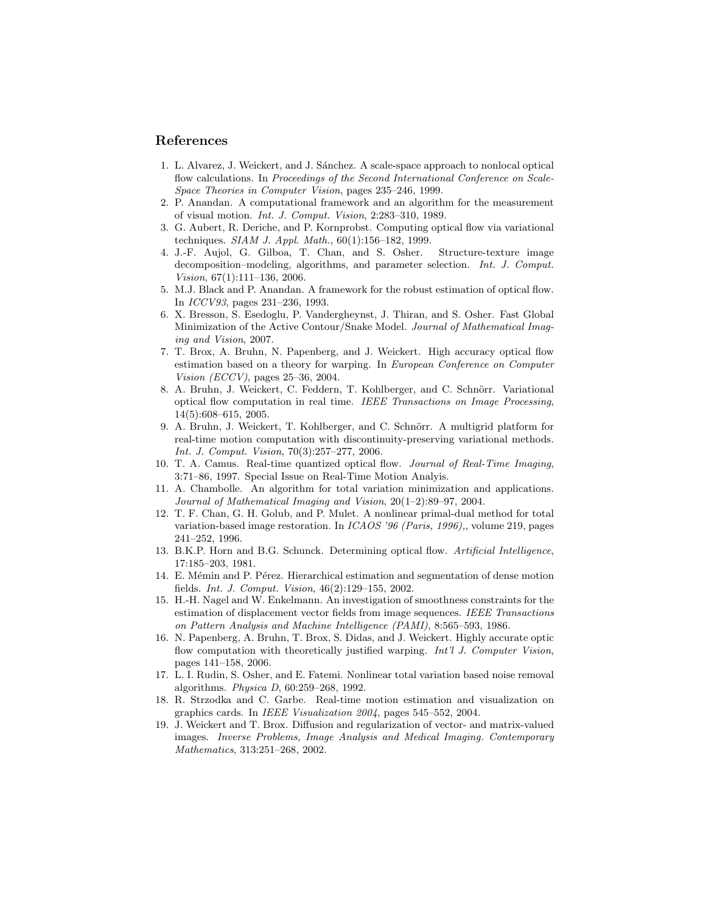## References

1. L. Alvarez, J. Weickert, and J. Sánchez. A scale-space approach to nonlocal optical flow calculations. In *Proceedings of the Second International Conference on Scale-Space Theories in Computer Vision*, pages 235–246, 1999.
2. P. Anandan. A computational framework and an algorithm for the measurement of visual motion. *Int. J. Comput. Vision*, 2:283–310, 1989.
3. G. Aubert, R. Deriche, and P. Kornprobst. Computing optical flow via variational techniques. *SIAM J. Appl. Math.*, 60(1):156–182, 1999.
4. J.-F. Aujol, G. Gilboa, T. Chan, and S. Osher. Structure-texture image decomposition–modeling, algorithms, and parameter selection. *Int. J. Comput. Vision*, 67(1):111–136, 2006.
5. M.J. Black and P. Anandan. A framework for the robust estimation of optical flow. In *ICCV93*, pages 231–236, 1993.
6. X. Bresson, S. Esedoglu, P. Vandergheynst, J. Thiran, and S. Osher. Fast Global Minimization of the Active Contour/Snake Model. *Journal of Mathematical Imaging and Vision*, 2007.
7. T. Brox, A. Bruhn, N. Papenberg, and J. Weickert. High accuracy optical flow estimation based on a theory for warping. In *European Conference on Computer Vision (ECCV)*, pages 25–36, 2004.
8. A. Bruhn, J. Weickert, C. Feddern, T. Kohlberger, and C. Schnörr. Variational optical flow computation in real time. *IEEE Transactions on Image Processing*, 14(5):608–615, 2005.
9. A. Bruhn, J. Weickert, T. Kohlberger, and C. Schnörr. A multigrid platform for real-time motion computation with discontinuity-preserving variational methods. *Int. J. Comput. Vision*, 70(3):257–277, 2006.
10. T. A. Camus. Real-time quantized optical flow. *Journal of Real-Time Imaging*, 3:71–86, 1997. Special Issue on Real-Time Motion Analyis.
11. A. Chambolle. An algorithm for total variation minimization and applications. *Journal of Mathematical Imaging and Vision*, 20(1–2):89–97, 2004.
12. T. F. Chan, G. H. Golub, and P. Mulet. A nonlinear primal-dual method for total variation-based image restoration. In *ICAOS '96 (Paris, 1996)*,, volume 219, pages 241–252, 1996.
13. B.K.P. Horn and B.G. Schunck. Determining optical flow. *Artificial Intelligence*, 17:185–203, 1981.
14. E. Mémin and P. Pérez. Hierarchical estimation and segmentation of dense motion fields. *Int. J. Comput. Vision*, 46(2):129–155, 2002.
15. H.-H. Nagel and W. Enkelmann. An investigation of smoothness constraints for the estimation of displacement vector fields from image sequences. *IEEE Transactions on Pattern Analysis and Machine Intelligence (PAMI)*, 8:565–593, 1986.
16. N. Papenberg, A. Bruhn, T. Brox, S. Didas, and J. Weickert. Highly accurate optic flow computation with theoretically justified warping. *Int'l J. Computer Vision*, pages 141–158, 2006.
17. L. I. Rudin, S. Osher, and E. Fatemi. Nonlinear total variation based noise removal algorithms. *Physica D*, 60:259–268, 1992.
18. R. Strzodka and C. Garbe. Real-time motion estimation and visualization on graphics cards. In *IEEE Visualization 2004*, pages 545–552, 2004.
19. J. Weickert and T. Brox. Diffusion and regularization of vector- and matrix-valued images. *Inverse Problems, Image Analysis and Medical Imaging. Contemporary Mathematics*, 313:251–268, 2002.